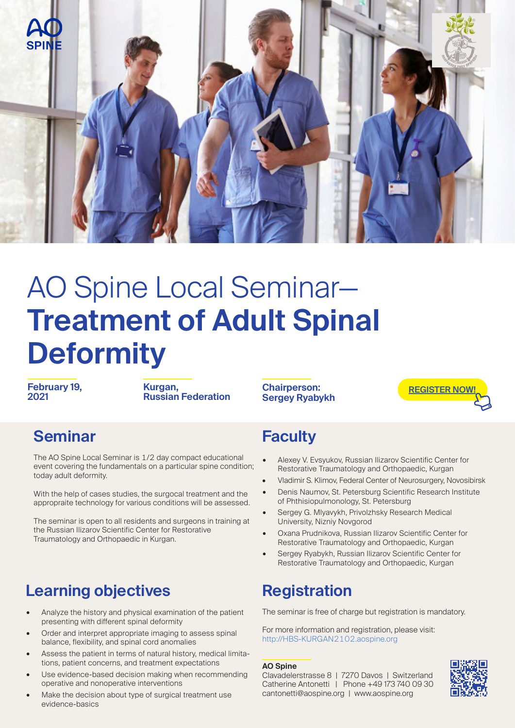AO SPINE

# AO Spine Local Seminar– **Treatment of Adult Spinal Deformity**

**February 19, 2021**

**Kurgan, Russian Federation**

**Chairperson: Sergey Ryabykh**

**REGISTER NOW!**

## Seminar

The AO Spine Local Seminar is 1/2 day compact educational event covering the fundamentals on a particular spine condition; today adult deformity.

With the help of cases studies, the surgocal treatment and the appropraite technology for various conditions will be assessed.

The seminar is open to all residents and surgeons in training at the Russian Ilizarov Scientific Center for Restorative Traumatology and Orthopaedic in Kurgan.

## Faculty

- Alexey V. Evsyukov, Russian Ilizarov Scientific Center for Restorative Traumatology and Orthopaedic, Kurgan
- Vladimir S. Klimov, Federal Center of Neurosurgery, Novosibirsk
- Denis Naumov, St. Petersburg Scientific Research Institute of Phthisiopulmonology, St. Petersburg
- Sergey G. Mlyavykh, Privolzhsky Research Medical University, Nizniy Novgorod
- Oxana Prudnikova, Russian Ilizarov Scientific Center for Restorative Traumatology and Orthopaedic, Kurgan
- Sergey Ryabykh, Russian Ilizarov Scientific Center for Restorative Traumatology and Orthopaedic, Kurgan

## Learning objectives

- Analyze the history and physical examination of the patient presenting with different spinal deformity
- Order and interpret appropriate imaging to assess spinal balance, flexibility, and spinal cord anomalies
- Assess the patient in terms of natural history, medical limitations, patient concerns, and treatment expectations
- Use evidence-based decision making when recommending operative and nonoperative interventions
- Make the decision about type of surgical treatment use evidence-basics

## Registration

The seminar is free of charge but registration is mandatory.

For more information and registration, please visit:
http://HBS-KURGAN2102.aospine.org

**AO Spine**
Clavadelerstrasse 8 | 7270 Davos | Switzerland
Catherine Antonetti | Phone +49 173 740 09 30
cantonetti@aospine.org | www.aospine.org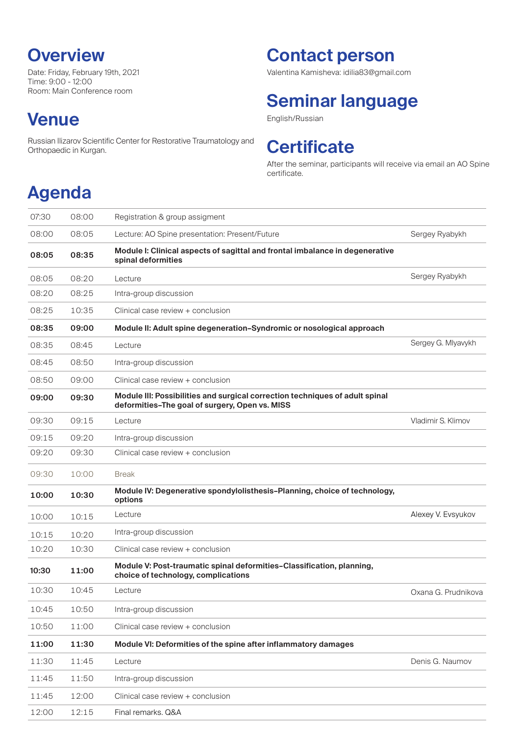## Overview

Date: Friday, February 19th, 2021
Time: 9:00 - 12:00
Room: Main Conference room

## Venue

Russian Ilizarov Scientific Center for Restorative Traumatology and Orthopaedic in Kurgan.

## Contact person

Valentina Kamisheva: idilia83@gmail.com

## Seminar language

English/Russian

## Certificate

After the seminar, participants will receive via email an AO Spine certificate.

## Agenda

| | | | |
|---|---|---|---|
| 07:30 | 08:00 | Registration & group assigment | |
| 08:00 | 08:05 | Lecture: AO Spine presentation: Present/Future | Sergey Ryabykh |
| **08:05** | **08:35** | **Module I: Clinical aspects of sagittal and frontal imbalance in degenerative spinal deformities** | |
| 08:05 | 08:20 | Lecture | Sergey Ryabykh |
| 08:20 | 08:25 | Intra-group discussion | |
| 08:25 | 10:35 | Clinical case review + conclusion | |
| **08:35** | **09:00** | **Module II: Adult spine degeneration–Syndromic or nosological approach** | |
| 08:35 | 08:45 | Lecture | Sergey G. Mlyavykh |
| 08:45 | 08:50 | Intra-group discussion | |
| 08:50 | 09:00 | Clinical case review + conclusion | |
| **09:00** | **09:30** | **Module III: Possibilities and surgical correction techniques of adult spinal deformities–The goal of surgery, Open vs. MISS** | |
| 09:30 | 09:15 | Lecture | Vladimir S. Klimov |
| 09:15 | 09:20 | Intra-group discussion | |
| 09:20 | 09:30 | Clinical case review + conclusion | |
| 09:30 | 10:00 | Break | |
| **10:00** | **10:30** | **Module IV: Degenerative spondylolisthesis–Planning, choice of technology, options** | |
| 10:00 | 10:15 | Lecture | Alexey V. Evsyukov |
| 10:15 | 10:20 | Intra-group discussion | |
| 10:20 | 10:30 | Clinical case review + conclusion | |
| **10:30** | **11:00** | **Module V: Post-traumatic spinal deformities–Classification, planning, choice of technology, complications** | |
| 10:30 | 10:45 | Lecture | Oxana G. Prudnikova |
| 10:45 | 10:50 | Intra-group discussion | |
| 10:50 | 11:00 | Clinical case review + conclusion | |
| **11:00** | **11:30** | **Module VI: Deformities of the spine after inflammatory damages** | |
| 11:30 | 11:45 | Lecture | Denis G. Naumov |
| 11:45 | 11:50 | Intra-group discussion | |
| 11:45 | 12:00 | Clinical case review + conclusion | |
| 12:00 | 12:15 | Final remarks. Q&A | |